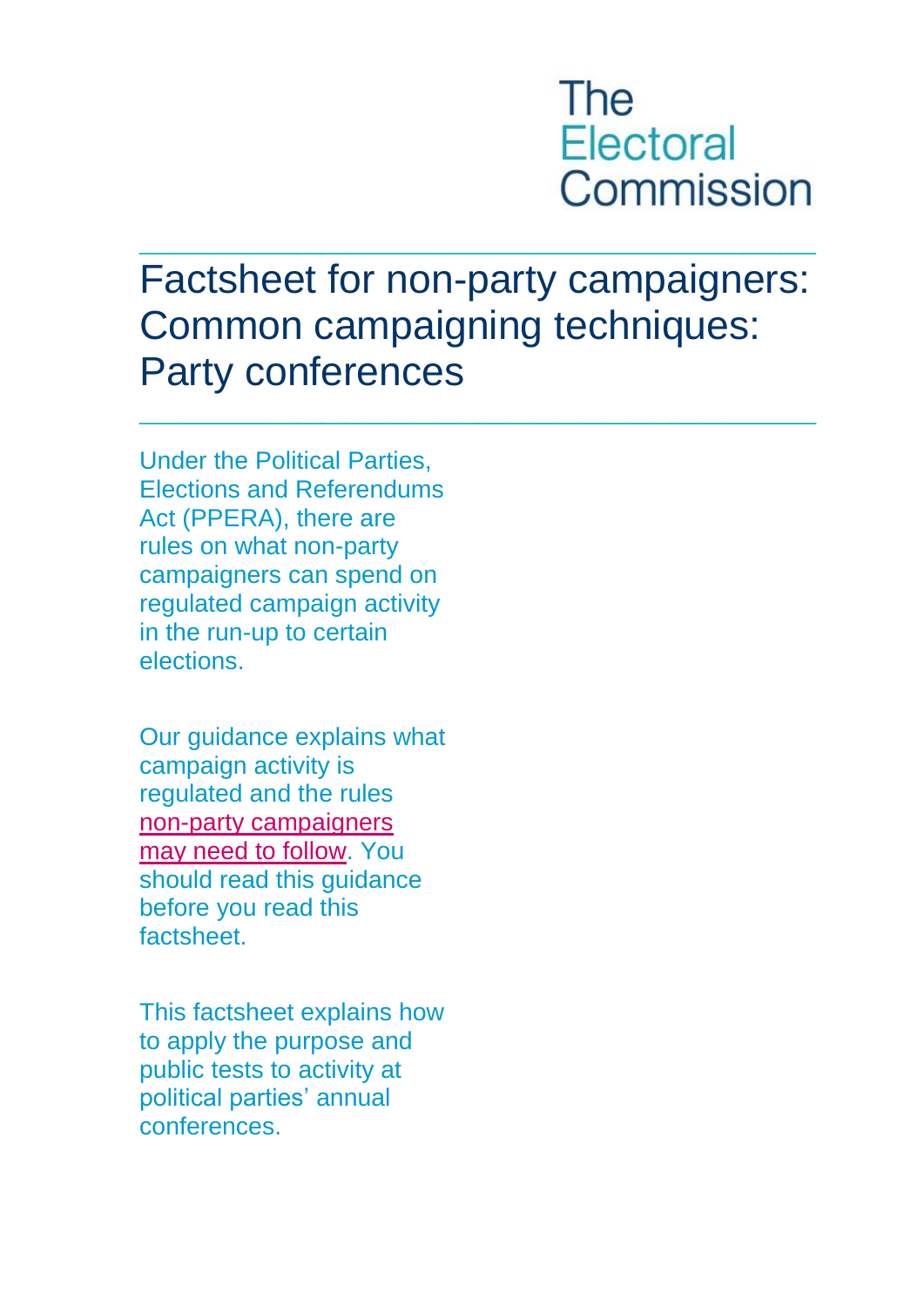The Electoral Commission

# Factsheet for non-party campaigners: Common campaigning techniques: Party conferences

Under the Political Parties, Elections and Referendums Act (PPERA), there are rules on what non-party campaigners can spend on regulated campaign activity in the run-up to certain elections.

Our guidance explains what campaign activity is regulated and the rules non-party campaigners may need to follow. You should read this guidance before you read this factsheet.

This factsheet explains how to apply the purpose and public tests to activity at political parties' annual conferences.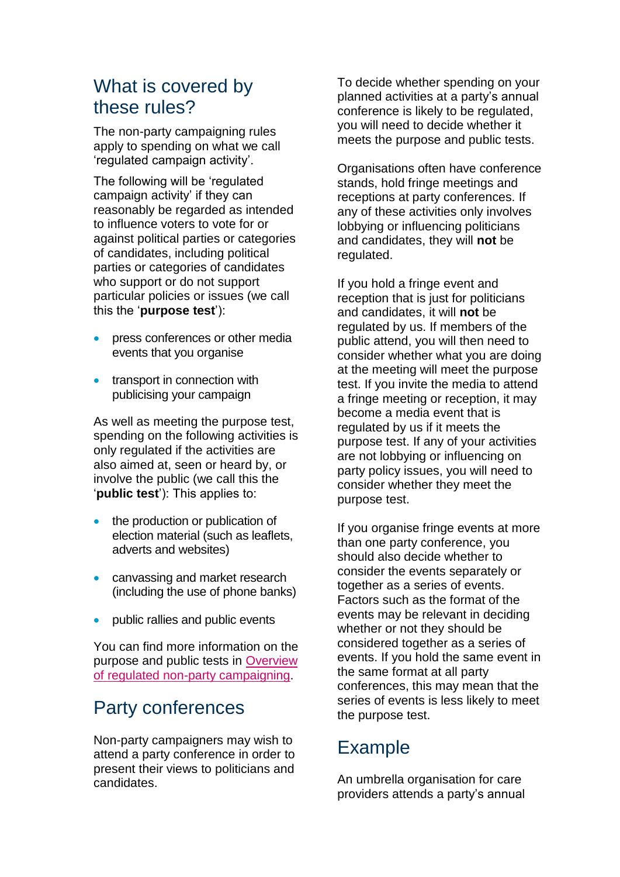## What is covered by these rules?

The non-party campaigning rules apply to spending on what we call 'regulated campaign activity'.

The following will be 'regulated campaign activity' if they can reasonably be regarded as intended to influence voters to vote for or against political parties or categories of candidates, including political parties or categories of candidates who support or do not support particular policies or issues (we call this the '**purpose test**'):

- press conferences or other media events that you organise
- transport in connection with publicising your campaign

As well as meeting the purpose test, spending on the following activities is only regulated if the activities are also aimed at, seen or heard by, or involve the public (we call this the '**public test**'): This applies to:

- the production or publication of election material (such as leaflets, adverts and websites)
- canvassing and market research (including the use of phone banks)
- public rallies and public events

You can find more information on the purpose and public tests in [Overview of regulated non-party campaigning](Overview of regulated non-party campaigning).

## Party conferences

Non-party campaigners may wish to attend a party conference in order to present their views to politicians and candidates.

To decide whether spending on your planned activities at a party's annual conference is likely to be regulated, you will need to decide whether it meets the purpose and public tests.

Organisations often have conference stands, hold fringe meetings and receptions at party conferences. If any of these activities only involves lobbying or influencing politicians and candidates, they will **not** be regulated.

If you hold a fringe event and reception that is just for politicians and candidates, it will **not** be regulated by us. If members of the public attend, you will then need to consider whether what you are doing at the meeting will meet the purpose test. If you invite the media to attend a fringe meeting or reception, it may become a media event that is regulated by us if it meets the purpose test. If any of your activities are not lobbying or influencing on party policy issues, you will need to consider whether they meet the purpose test.

If you organise fringe events at more than one party conference, you should also decide whether to consider the events separately or together as a series of events. Factors such as the format of the events may be relevant in deciding whether or not they should be considered together as a series of events. If you hold the same event in the same format at all party conferences, this may mean that the series of events is less likely to meet the purpose test.

## Example

An umbrella organisation for care providers attends a party's annual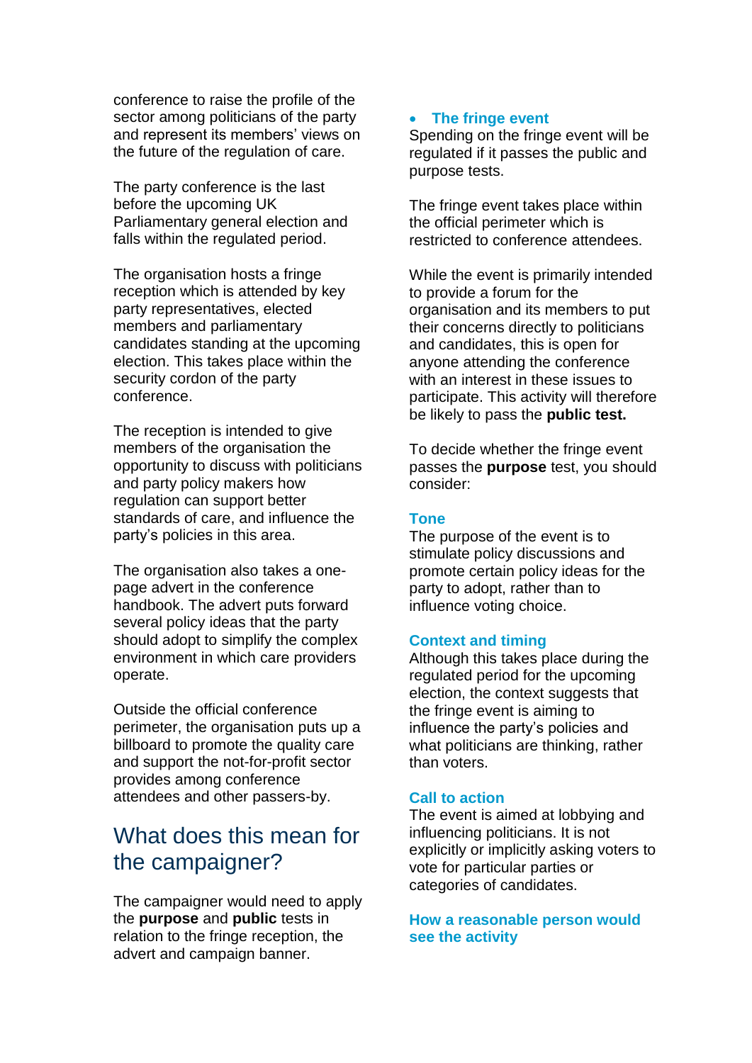conference to raise the profile of the sector among politicians of the party and represent its members' views on the future of the regulation of care.

The party conference is the last before the upcoming UK Parliamentary general election and falls within the regulated period.

The organisation hosts a fringe reception which is attended by key party representatives, elected members and parliamentary candidates standing at the upcoming election. This takes place within the security cordon of the party conference.

The reception is intended to give members of the organisation the opportunity to discuss with politicians and party policy makers how regulation can support better standards of care, and influence the party's policies in this area.

The organisation also takes a one-page advert in the conference handbook. The advert puts forward several policy ideas that the party should adopt to simplify the complex environment in which care providers operate.

Outside the official conference perimeter, the organisation puts up a billboard to promote the quality care and support the not-for-profit sector provides among conference attendees and other passers-by.

## What does this mean for the campaigner?

The campaigner would need to apply the **purpose** and **public** tests in relation to the fringe reception, the advert and campaign banner.

- **The fringe event**

Spending on the fringe event will be regulated if it passes the public and purpose tests.

The fringe event takes place within the official perimeter which is restricted to conference attendees.

While the event is primarily intended to provide a forum for the organisation and its members to put their concerns directly to politicians and candidates, this is open for anyone attending the conference with an interest in these issues to participate. This activity will therefore be likely to pass the **public test.**

To decide whether the fringe event passes the **purpose** test, you should consider:

#### Tone

The purpose of the event is to stimulate policy discussions and promote certain policy ideas for the party to adopt, rather than to influence voting choice.

#### Context and timing

Although this takes place during the regulated period for the upcoming election, the context suggests that the fringe event is aiming to influence the party's policies and what politicians are thinking, rather than voters.

#### Call to action

The event is aimed at lobbying and influencing politicians. It is not explicitly or implicitly asking voters to vote for particular parties or categories of candidates.

#### How a reasonable person would see the activity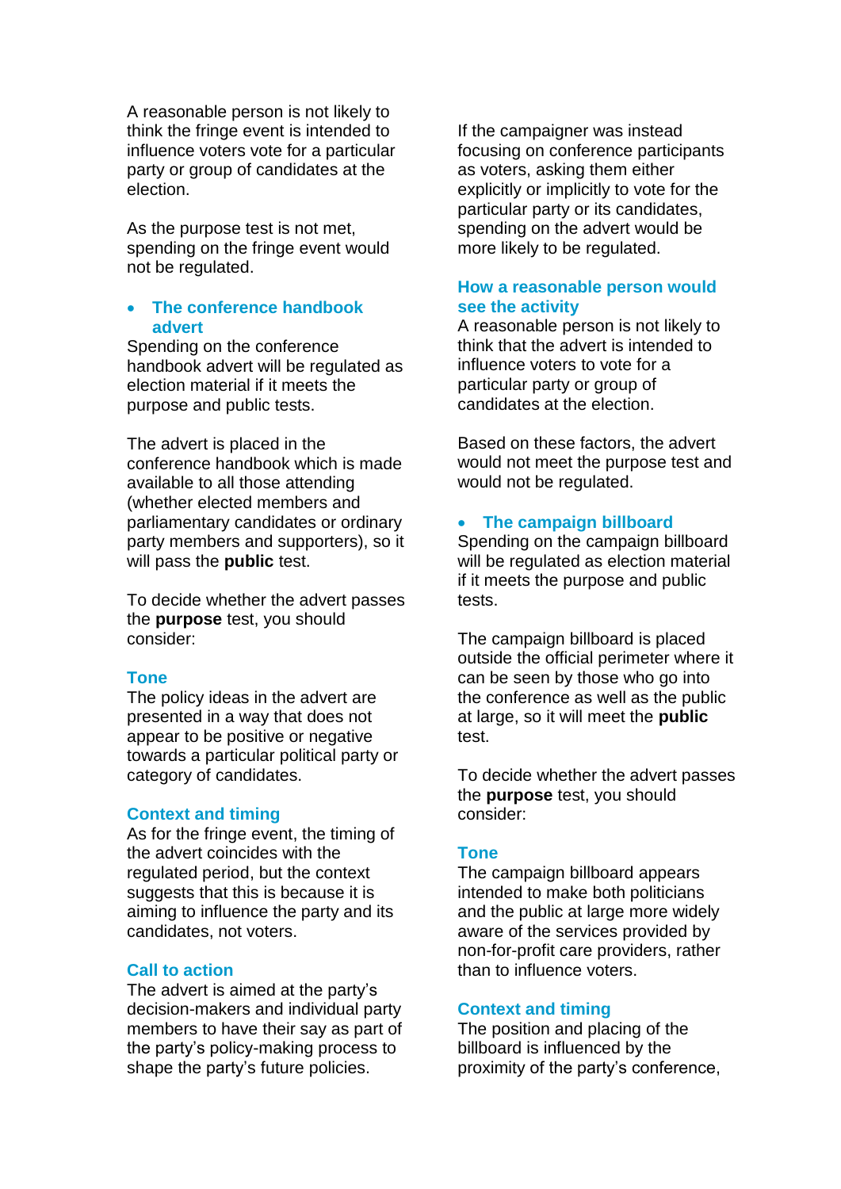A reasonable person is not likely to think the fringe event is intended to influence voters vote for a particular party or group of candidates at the election.

As the purpose test is not met, spending on the fringe event would not be regulated.

- **The conference handbook advert**

Spending on the conference handbook advert will be regulated as election material if it meets the purpose and public tests.

The advert is placed in the conference handbook which is made available to all those attending (whether elected members and parliamentary candidates or ordinary party members and supporters), so it will pass the **public** test.

To decide whether the advert passes the **purpose** test, you should consider:

#### Tone

The policy ideas in the advert are presented in a way that does not appear to be positive or negative towards a particular political party or category of candidates.

#### Context and timing

As for the fringe event, the timing of the advert coincides with the regulated period, but the context suggests that this is because it is aiming to influence the party and its candidates, not voters.

#### Call to action

The advert is aimed at the party's decision-makers and individual party members to have their say as part of the party's policy-making process to shape the party's future policies.

If the campaigner was instead focusing on conference participants as voters, asking them either explicitly or implicitly to vote for the particular party or its candidates, spending on the advert would be more likely to be regulated.

#### How a reasonable person would see the activity

A reasonable person is not likely to think that the advert is intended to influence voters to vote for a particular party or group of candidates at the election.

Based on these factors, the advert would not meet the purpose test and would not be regulated.

- **The campaign billboard**

Spending on the campaign billboard will be regulated as election material if it meets the purpose and public tests.

The campaign billboard is placed outside the official perimeter where it can be seen by those who go into the conference as well as the public at large, so it will meet the **public** test.

To decide whether the advert passes the **purpose** test, you should consider:

#### Tone

The campaign billboard appears intended to make both politicians and the public at large more widely aware of the services provided by non-for-profit care providers, rather than to influence voters.

#### Context and timing

The position and placing of the billboard is influenced by the proximity of the party's conference,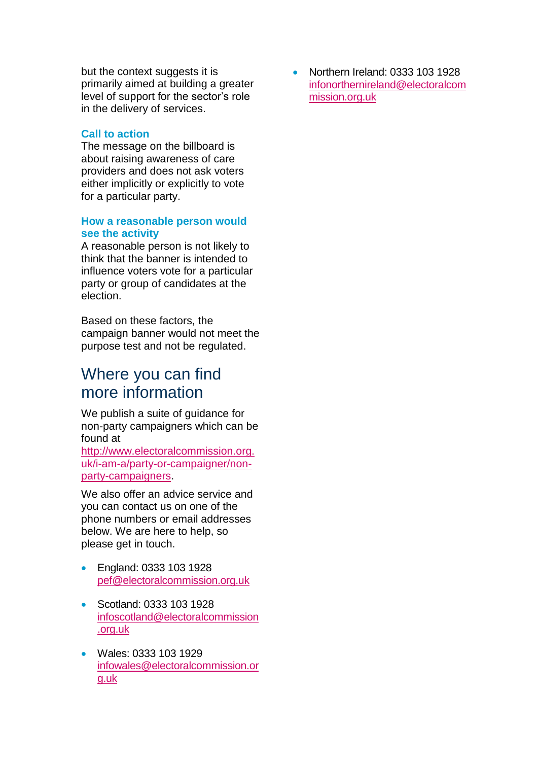but the context suggests it is primarily aimed at building a greater level of support for the sector's role in the delivery of services.

### Call to action

The message on the billboard is about raising awareness of care providers and does not ask voters either implicitly or explicitly to vote for a particular party.

### How a reasonable person would see the activity

A reasonable person is not likely to think that the banner is intended to influence voters vote for a particular party or group of candidates at the election.

Based on these factors, the campaign banner would not meet the purpose test and not be regulated.

## Where you can find more information

We publish a suite of guidance for non-party campaigners which can be found at http://www.electoralcommission.org.uk/i-am-a/party-or-campaigner/non-party-campaigners.

We also offer an advice service and you can contact us on one of the phone numbers or email addresses below. We are here to help, so please get in touch.

- England: 0333 103 1928 pef@electoralcommission.org.uk
- Scotland: 0333 103 1928 infoscotland@electoralcommission.org.uk
- Wales: 0333 103 1929 infowales@electoralcommission.org.uk
- Northern Ireland: 0333 103 1928 infonorthernireland@electoralcommission.org.uk